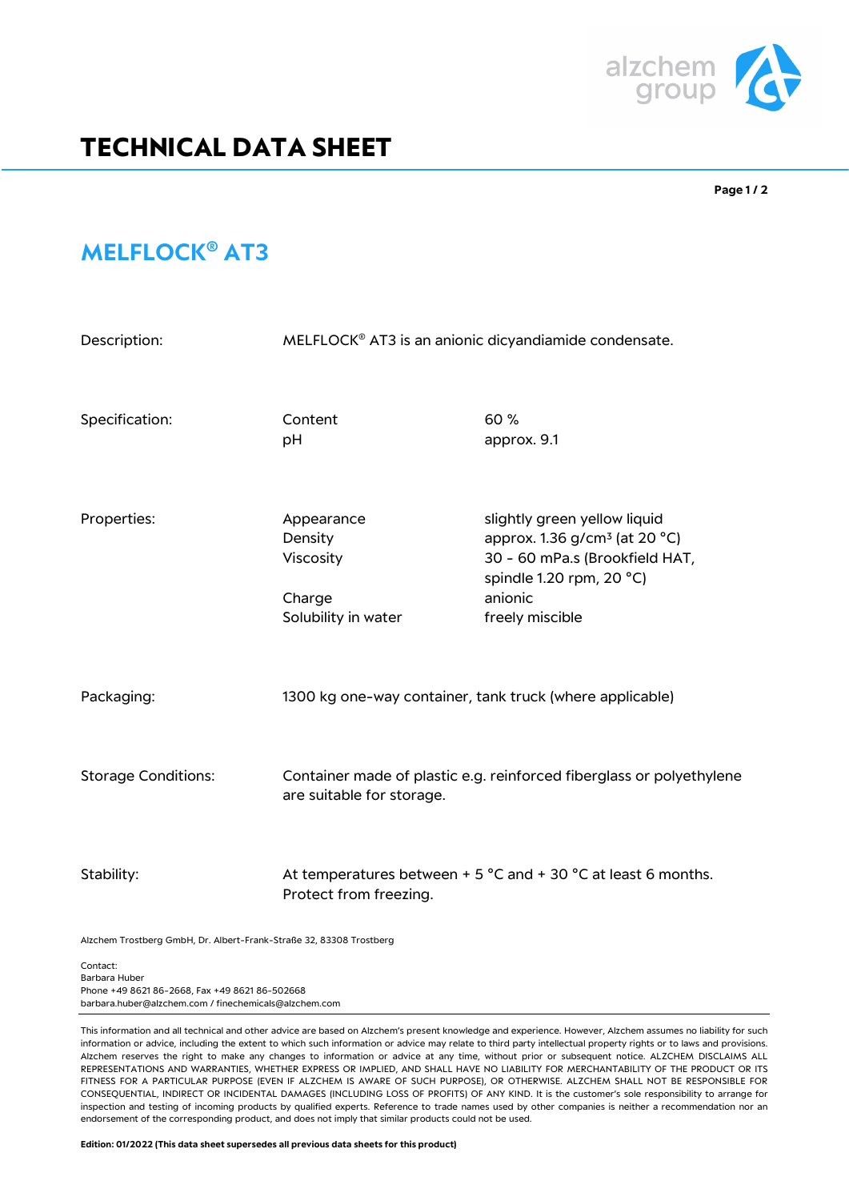# TECHNICAL DATA SHEET

## MELFLOCK® AT3

| | | |
|---|---|---|
| Description: | MELFLOCK® AT3 is an anionic dicyandiamide condensate. | |
| Specification: | Content | 60 % |
| | pH | approx. 9.1 |
| Properties: | Appearance | slightly green yellow liquid |
| | Density | approx. 1.36 g/cm³ (at 20 °C) |
| | Viscosity | 30 - 60 mPa.s (Brookfield HAT, spindle 1.20 rpm, 20 °C) |
| | Charge | anionic |
| | Solubility in water | freely miscible |
| Packaging: | 1300 kg one-way container, tank truck (where applicable) | |
| Storage Conditions: | Container made of plastic e.g. reinforced fiberglass or polyethylene are suitable for storage. | |
| Stability: | At temperatures between + 5 °C and + 30 °C at least 6 months. Protect from freezing. | |

Alzchem Trostberg GmbH, Dr. Albert-Frank-Straße 32, 83308 Trostberg

Contact:
Barbara Huber
Phone +49 8621 86-2668, Fax +49 8621 86-502668
barbara.huber@alzchem.com / finechemicals@alzchem.com

This information and all technical and other advice are based on Alzchem's present knowledge and experience. However, Alzchem assumes no liability for such information or advice, including the extent to which such information or advice may relate to third party intellectual property rights or to laws and provisions. Alzchem reserves the right to make any changes to information or advice at any time, without prior or subsequent notice. ALZCHEM DISCLAIMS ALL REPRESENTATIONS AND WARRANTIES, WHETHER EXPRESS OR IMPLIED, AND SHALL HAVE NO LIABILITY FOR MERCHANTABILITY OF THE PRODUCT OR ITS FITNESS FOR A PARTICULAR PURPOSE (EVEN IF ALZCHEM IS AWARE OF SUCH PURPOSE), OR OTHERWISE. ALZCHEM SHALL NOT BE RESPONSIBLE FOR CONSEQUENTIAL, INDIRECT OR INCIDENTAL DAMAGES (INCLUDING LOSS OF PROFITS) OF ANY KIND. It is the customer's sole responsibility to arrange for inspection and testing of incoming products by qualified experts. Reference to trade names used by other companies is neither a recommendation nor an endorsement of the corresponding product, and does not imply that similar products could not be used.

**Edition: 01/2022 (This data sheet supersedes all previous data sheets for this product)**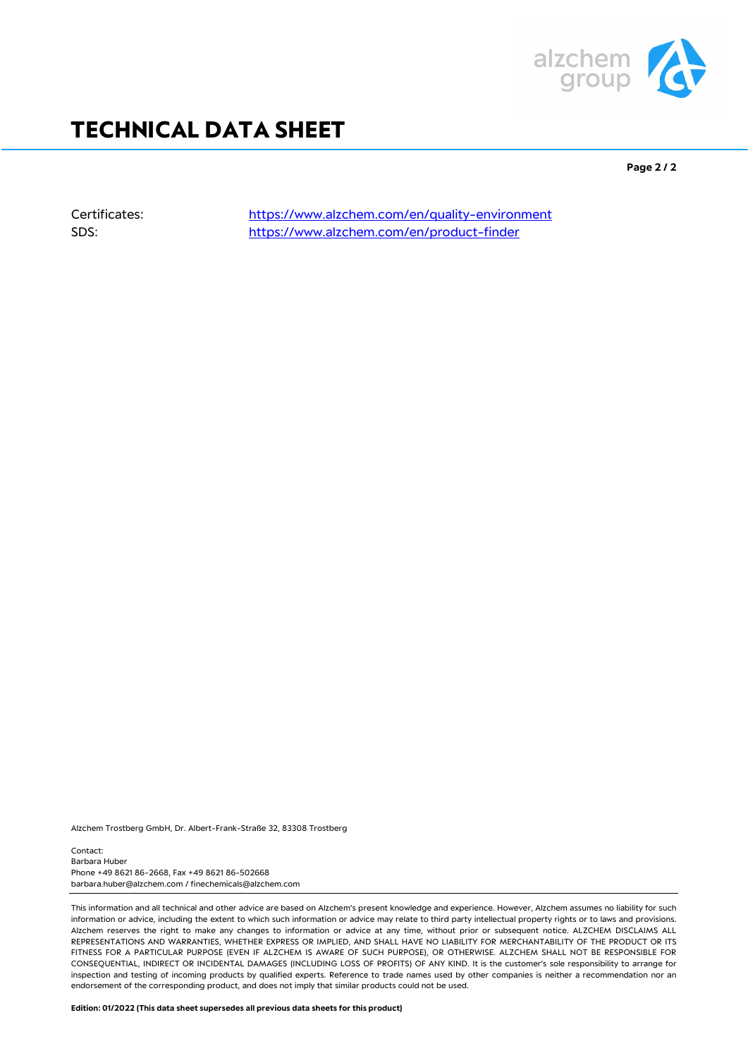# TECHNICAL DATA SHEET

| | |
|---|---|
| Certificates: | https://www.alzchem.com/en/quality-environment |
| SDS: | https://www.alzchem.com/en/product-finder |

Alzchem Trostberg GmbH, Dr. Albert-Frank-Straße 32, 83308 Trostberg

Contact:
Barbara Huber
Phone +49 8621 86-2668, Fax +49 8621 86-502668
barbara.huber@alzchem.com / finechemicals@alzchem.com

This information and all technical and other advice are based on Alzchem's present knowledge and experience. However, Alzchem assumes no liability for such information or advice, including the extent to which such information or advice may relate to third party intellectual property rights or to laws and provisions. Alzchem reserves the right to make any changes to information or advice at any time, without prior or subsequent notice. ALZCHEM DISCLAIMS ALL REPRESENTATIONS AND WARRANTIES, WHETHER EXPRESS OR IMPLIED, AND SHALL HAVE NO LIABILITY FOR MERCHANTABILITY OF THE PRODUCT OR ITS FITNESS FOR A PARTICULAR PURPOSE (EVEN IF ALZCHEM IS AWARE OF SUCH PURPOSE), OR OTHERWISE. ALZCHEM SHALL NOT BE RESPONSIBLE FOR CONSEQUENTIAL, INDIRECT OR INCIDENTAL DAMAGES (INCLUDING LOSS OF PROFITS) OF ANY KIND. It is the customer's sole responsibility to arrange for inspection and testing of incoming products by qualified experts. Reference to trade names used by other companies is neither a recommendation nor an endorsement of the corresponding product, and does not imply that similar products could not be used.

**Edition: 01/2022 (This data sheet supersedes all previous data sheets for this product)**